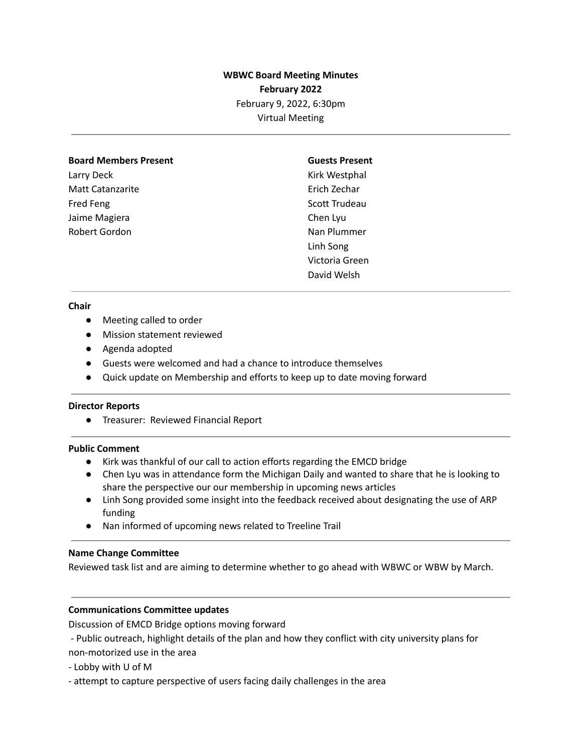# WBWC Board Meeting Minutes

## February 2022

February 9, 2022, 6:30pm
Virtual Meeting

---

| Board Members Present | Guests Present |
|---|---|
| Larry Deck | Kirk Westphal |
| Matt Catanzarite | Erich Zechar |
| Fred Feng | Scott Trudeau |
| Jaime Magiera | Chen Lyu |
| Robert Gordon | Nan Plummer |
| | Linh Song |
| | Victoria Green |
| | David Welsh |

---

**Chair**

- Meeting called to order
- Mission statement reviewed
- Agenda adopted
- Guests were welcomed and had a chance to introduce themselves
- Quick update on Membership and efforts to keep up to date moving forward

---

**Director Reports**

- Treasurer: Reviewed Financial Report

---

**Public Comment**

- Kirk was thankful of our call to action efforts regarding the EMCD bridge
- Chen Lyu was in attendance form the Michigan Daily and wanted to share that he is looking to share the perspective our our membership in upcoming news articles
- Linh Song provided some insight into the feedback received about designating the use of ARP funding
- Nan informed of upcoming news related to Treeline Trail

---

**Name Change Committee**

Reviewed task list and are aiming to determine whether to go ahead with WBWC or WBW by March.

---

**Communications Committee updates**

Discussion of EMCD Bridge options moving forward

- Public outreach, highlight details of the plan and how they conflict with city university plans for non-motorized use in the area
- Lobby with U of M
- attempt to capture perspective of users facing daily challenges in the area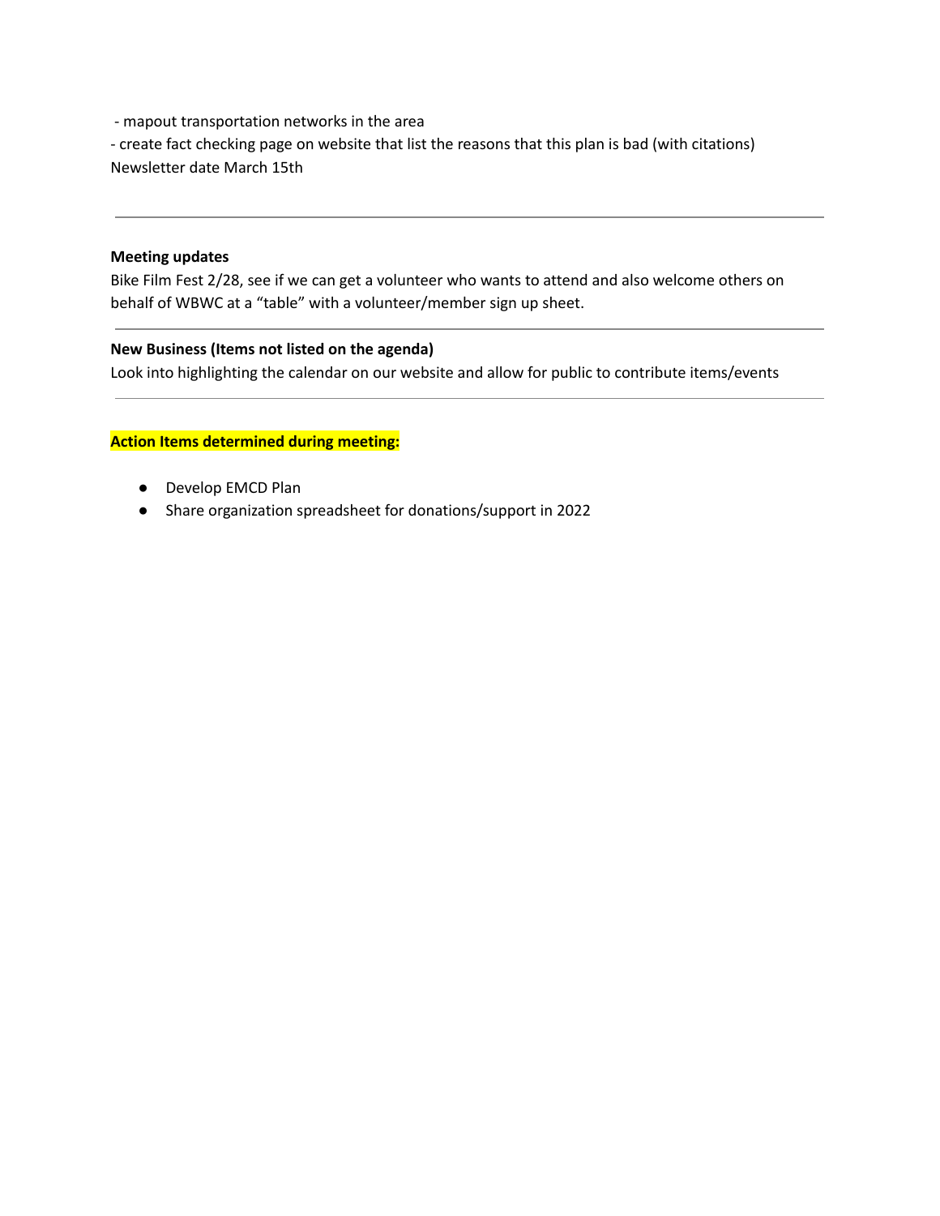- mapout transportation networks in the area
- create fact checking page on website that list the reasons that this plan is bad (with citations)

Newsletter date March 15th

---

**Meeting updates**

Bike Film Fest 2/28, see if we can get a volunteer who wants to attend and also welcome others on behalf of WBWC at a "table" with a volunteer/member sign up sheet.

---

**New Business (Items not listed on the agenda)**

Look into highlighting the calendar on our website and allow for public to contribute items/events

---

**Action Items determined during meeting:**

- Develop EMCD Plan
- Share organization spreadsheet for donations/support in 2022